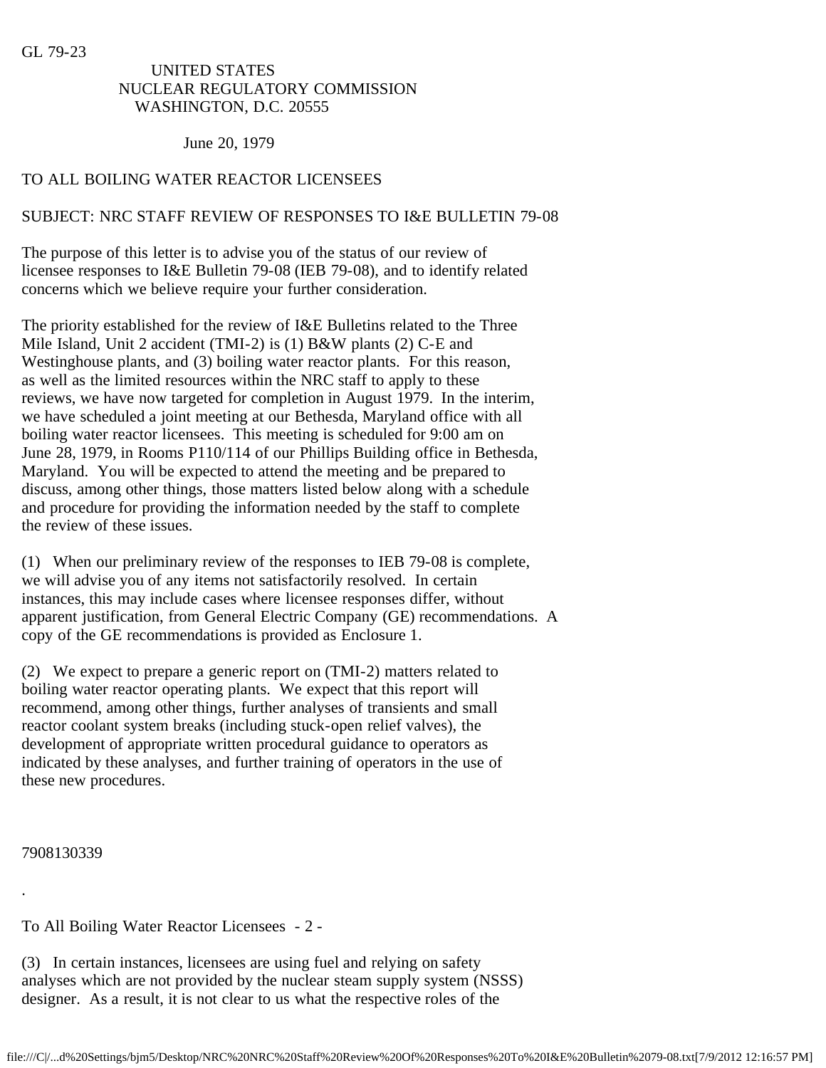GL 79-23

UNITED STATES
NUCLEAR REGULATORY COMMISSION
WASHINGTON, D.C. 20555

June 20, 1979

TO ALL BOILING WATER REACTOR LICENSEES

SUBJECT: NRC STAFF REVIEW OF RESPONSES TO I&E BULLETIN 79-08

The purpose of this letter is to advise you of the status of our review of licensee responses to I&E Bulletin 79-08 (IEB 79-08), and to identify related concerns which we believe require your further consideration.

The priority established for the review of I&E Bulletins related to the Three Mile Island, Unit 2 accident (TMI-2) is (1) B&W plants (2) C-E and Westinghouse plants, and (3) boiling water reactor plants. For this reason, as well as the limited resources within the NRC staff to apply to these reviews, we have now targeted for completion in August 1979. In the interim, we have scheduled a joint meeting at our Bethesda, Maryland office with all boiling water reactor licensees. This meeting is scheduled for 9:00 am on June 28, 1979, in Rooms P110/114 of our Phillips Building office in Bethesda, Maryland. You will be expected to attend the meeting and be prepared to discuss, among other things, those matters listed below along with a schedule and procedure for providing the information needed by the staff to complete the review of these issues.

(1) When our preliminary review of the responses to IEB 79-08 is complete, we will advise you of any items not satisfactorily resolved. In certain instances, this may include cases where licensee responses differ, without apparent justification, from General Electric Company (GE) recommendations. A copy of the GE recommendations is provided as Enclosure 1.

(2) We expect to prepare a generic report on (TMI-2) matters related to boiling water reactor operating plants. We expect that this report will recommend, among other things, further analyses of transients and small reactor coolant system breaks (including stuck-open relief valves), the development of appropriate written procedural guidance to operators as indicated by these analyses, and further training of operators in the use of these new procedures.

7908130339

.

To All Boiling Water Reactor Licensees - 2 -

(3) In certain instances, licensees are using fuel and relying on safety analyses which are not provided by the nuclear steam supply system (NSSS) designer. As a result, it is not clear to us what the respective roles of the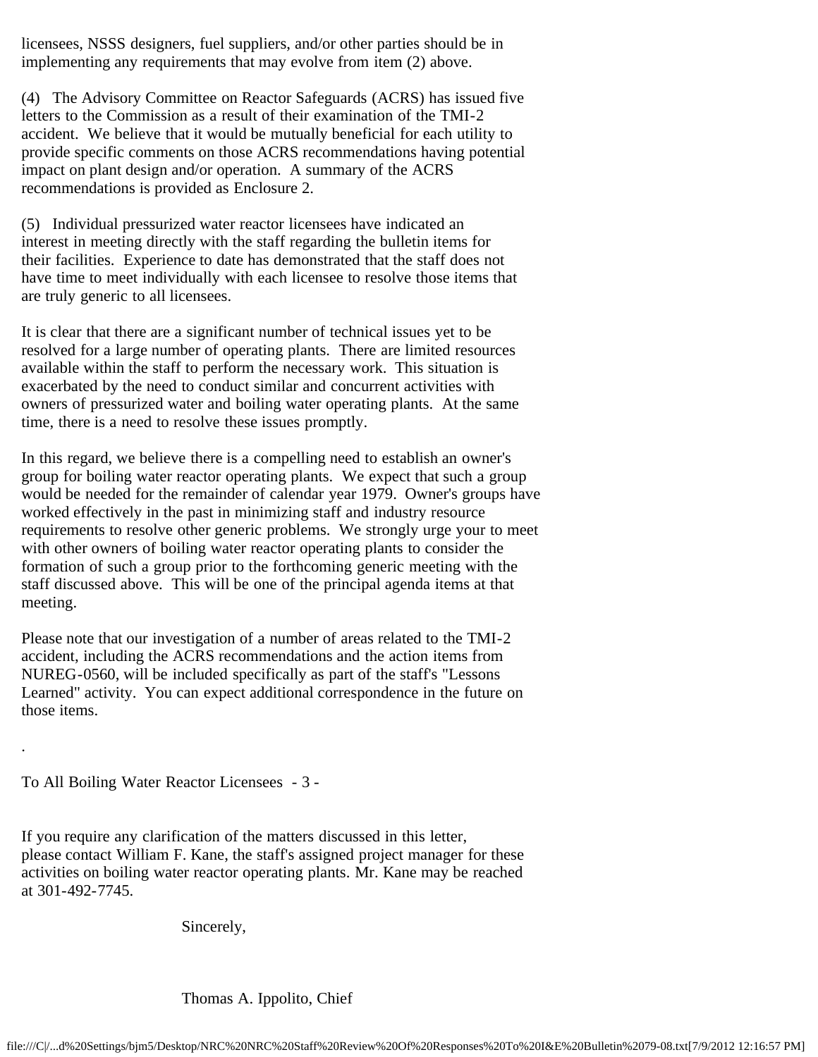licensees, NSSS designers, fuel suppliers, and/or other parties should be in implementing any requirements that may evolve from item (2) above.

(4) The Advisory Committee on Reactor Safeguards (ACRS) has issued five letters to the Commission as a result of their examination of the TMI-2 accident. We believe that it would be mutually beneficial for each utility to provide specific comments on those ACRS recommendations having potential impact on plant design and/or operation. A summary of the ACRS recommendations is provided as Enclosure 2.

(5) Individual pressurized water reactor licensees have indicated an interest in meeting directly with the staff regarding the bulletin items for their facilities. Experience to date has demonstrated that the staff does not have time to meet individually with each licensee to resolve those items that are truly generic to all licensees.

It is clear that there are a significant number of technical issues yet to be resolved for a large number of operating plants. There are limited resources available within the staff to perform the necessary work. This situation is exacerbated by the need to conduct similar and concurrent activities with owners of pressurized water and boiling water operating plants. At the same time, there is a need to resolve these issues promptly.

In this regard, we believe there is a compelling need to establish an owner's group for boiling water reactor operating plants. We expect that such a group would be needed for the remainder of calendar year 1979. Owner's groups have worked effectively in the past in minimizing staff and industry resource requirements to resolve other generic problems. We strongly urge your to meet with other owners of boiling water reactor operating plants to consider the formation of such a group prior to the forthcoming generic meeting with the staff discussed above. This will be one of the principal agenda items at that meeting.

Please note that our investigation of a number of areas related to the TMI-2 accident, including the ACRS recommendations and the action items from NUREG-0560, will be included specifically as part of the staff's "Lessons Learned" activity. You can expect additional correspondence in the future on those items.

To All Boiling Water Reactor Licensees - 3 -

If you require any clarification of the matters discussed in this letter, please contact William F. Kane, the staff's assigned project manager for these activities on boiling water reactor operating plants. Mr. Kane may be reached at 301-492-7745.

Sincerely,

Thomas A. Ippolito, Chief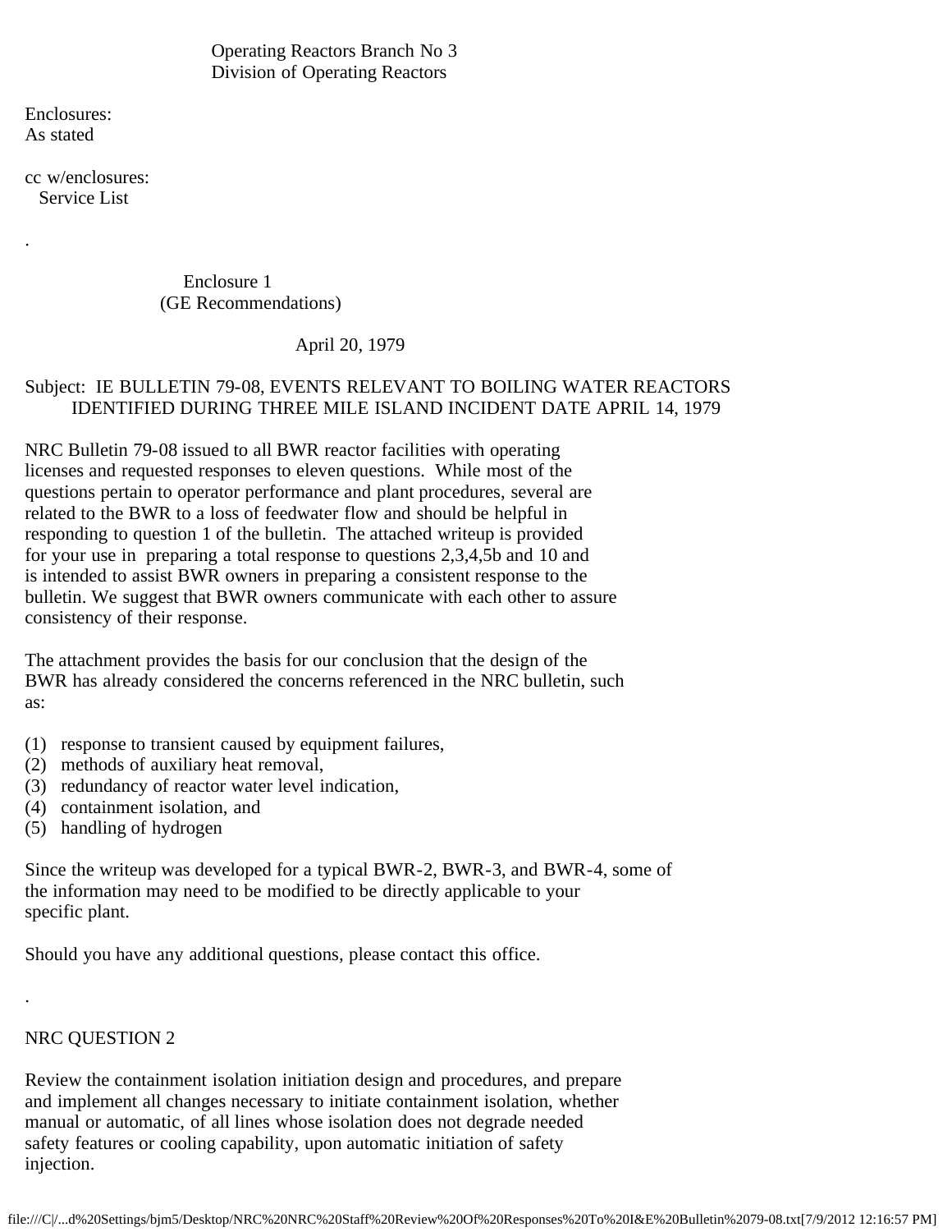Operating Reactors Branch No 3
Division of Operating Reactors

Enclosures:
As stated

cc w/enclosures:
Service List

.

Enclosure 1
(GE Recommendations)

April 20, 1979

Subject: IE BULLETIN 79-08, EVENTS RELEVANT TO BOILING WATER REACTORS IDENTIFIED DURING THREE MILE ISLAND INCIDENT DATE APRIL 14, 1979

NRC Bulletin 79-08 issued to all BWR reactor facilities with operating licenses and requested responses to eleven questions. While most of the questions pertain to operator performance and plant procedures, several are related to the BWR to a loss of feedwater flow and should be helpful in responding to question 1 of the bulletin. The attached writeup is provided for your use in preparing a total response to questions 2,3,4,5b and 10 and is intended to assist BWR owners in preparing a consistent response to the bulletin. We suggest that BWR owners communicate with each other to assure consistency of their response.

The attachment provides the basis for our conclusion that the design of the BWR has already considered the concerns referenced in the NRC bulletin, such as:

(1) response to transient caused by equipment failures,
(2) methods of auxiliary heat removal,
(3) redundancy of reactor water level indication,
(4) containment isolation, and
(5) handling of hydrogen

Since the writeup was developed for a typical BWR-2, BWR-3, and BWR-4, some of the information may need to be modified to be directly applicable to your specific plant.

Should you have any additional questions, please contact this office.

.

NRC QUESTION 2

Review the containment isolation initiation design and procedures, and prepare and implement all changes necessary to initiate containment isolation, whether manual or automatic, of all lines whose isolation does not degrade needed safety features or cooling capability, upon automatic initiation of safety injection.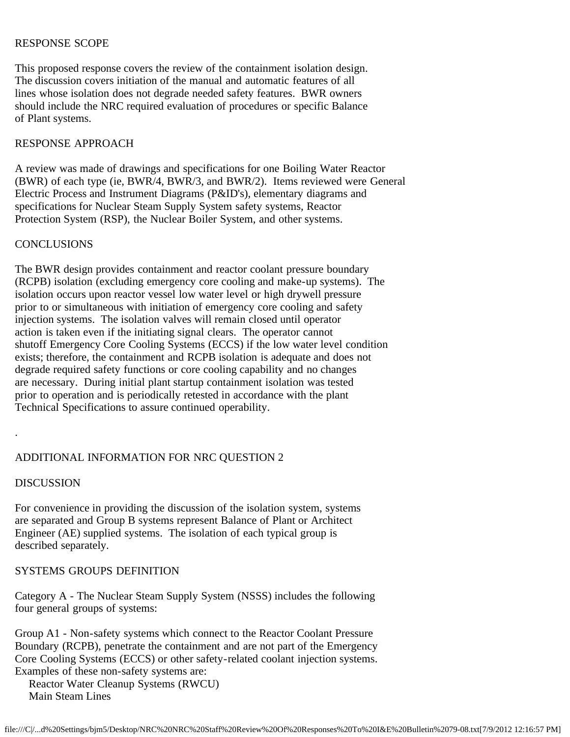## RESPONSE SCOPE

This proposed response covers the review of the containment isolation design. The discussion covers initiation of the manual and automatic features of all lines whose isolation does not degrade needed safety features. BWR owners should include the NRC required evaluation of procedures or specific Balance of Plant systems.

## RESPONSE APPROACH

A review was made of drawings and specifications for one Boiling Water Reactor (BWR) of each type (ie, BWR/4, BWR/3, and BWR/2). Items reviewed were General Electric Process and Instrument Diagrams (P&ID's), elementary diagrams and specifications for Nuclear Steam Supply System safety systems, Reactor Protection System (RSP), the Nuclear Boiler System, and other systems.

## CONCLUSIONS

The BWR design provides containment and reactor coolant pressure boundary (RCPB) isolation (excluding emergency core cooling and make-up systems). The isolation occurs upon reactor vessel low water level or high drywell pressure prior to or simultaneous with initiation of emergency core cooling and safety injection systems. The isolation valves will remain closed until operator action is taken even if the initiating signal clears. The operator cannot shutoff Emergency Core Cooling Systems (ECCS) if the low water level condition exists; therefore, the containment and RCPB isolation is adequate and does not degrade required safety functions or core cooling capability and no changes are necessary. During initial plant startup containment isolation was tested prior to operation and is periodically retested in accordance with the plant Technical Specifications to assure continued operability.

.

## ADDITIONAL INFORMATION FOR NRC QUESTION 2

## DISCUSSION

For convenience in providing the discussion of the isolation system, systems are separated and Group B systems represent Balance of Plant or Architect Engineer (AE) supplied systems. The isolation of each typical group is described separately.

## SYSTEMS GROUPS DEFINITION

Category A - The Nuclear Steam Supply System (NSSS) includes the following four general groups of systems:

Group A1 - Non-safety systems which connect to the Reactor Coolant Pressure Boundary (RCPB), penetrate the containment and are not part of the Emergency Core Cooling Systems (ECCS) or other safety-related coolant injection systems. Examples of these non-safety systems are:

- Reactor Water Cleanup Systems (RWCU)
- Main Steam Lines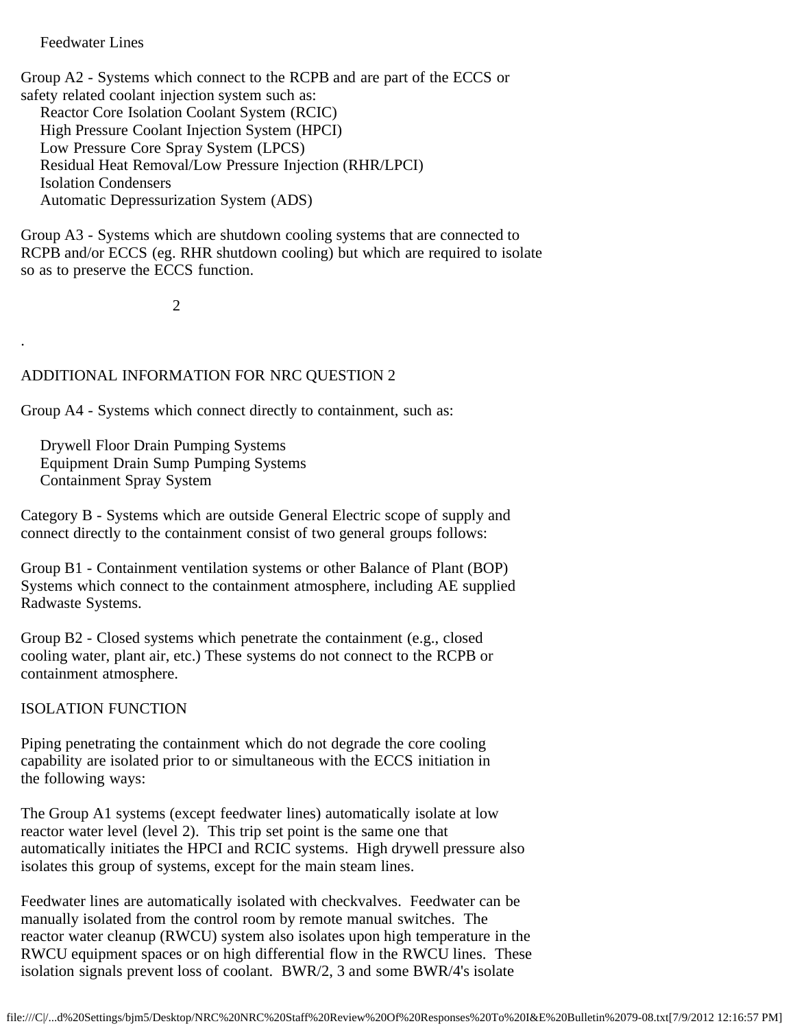Feedwater Lines

Group A2 - Systems which connect to the RCPB and are part of the ECCS or safety related coolant injection system such as:

- Reactor Core Isolation Coolant System (RCIC)
- High Pressure Coolant Injection System (HPCI)
- Low Pressure Core Spray System (LPCS)
- Residual Heat Removal/Low Pressure Injection (RHR/LPCI)
- Isolation Condensers
- Automatic Depressurization System (ADS)

Group A3 - Systems which are shutdown cooling systems that are connected to RCPB and/or ECCS (eg. RHR shutdown cooling) but which are required to isolate so as to preserve the ECCS function.

.

ADDITIONAL INFORMATION FOR NRC QUESTION 2

Group A4 - Systems which connect directly to containment, such as:

- Drywell Floor Drain Pumping Systems
- Equipment Drain Sump Pumping Systems
- Containment Spray System

Category B - Systems which are outside General Electric scope of supply and connect directly to the containment consist of two general groups follows:

Group B1 - Containment ventilation systems or other Balance of Plant (BOP) Systems which connect to the containment atmosphere, including AE supplied Radwaste Systems.

Group B2 - Closed systems which penetrate the containment (e.g., closed cooling water, plant air, etc.) These systems do not connect to the RCPB or containment atmosphere.

ISOLATION FUNCTION

Piping penetrating the containment which do not degrade the core cooling capability are isolated prior to or simultaneous with the ECCS initiation in the following ways:

The Group A1 systems (except feedwater lines) automatically isolate at low reactor water level (level 2). This trip set point is the same one that automatically initiates the HPCI and RCIC systems. High drywell pressure also isolates this group of systems, except for the main steam lines.

Feedwater lines are automatically isolated with checkvalves. Feedwater can be manually isolated from the control room by remote manual switches. The reactor water cleanup (RWCU) system also isolates upon high temperature in the RWCU equipment spaces or on high differential flow in the RWCU lines. These isolation signals prevent loss of coolant. BWR/2, 3 and some BWR/4's isolate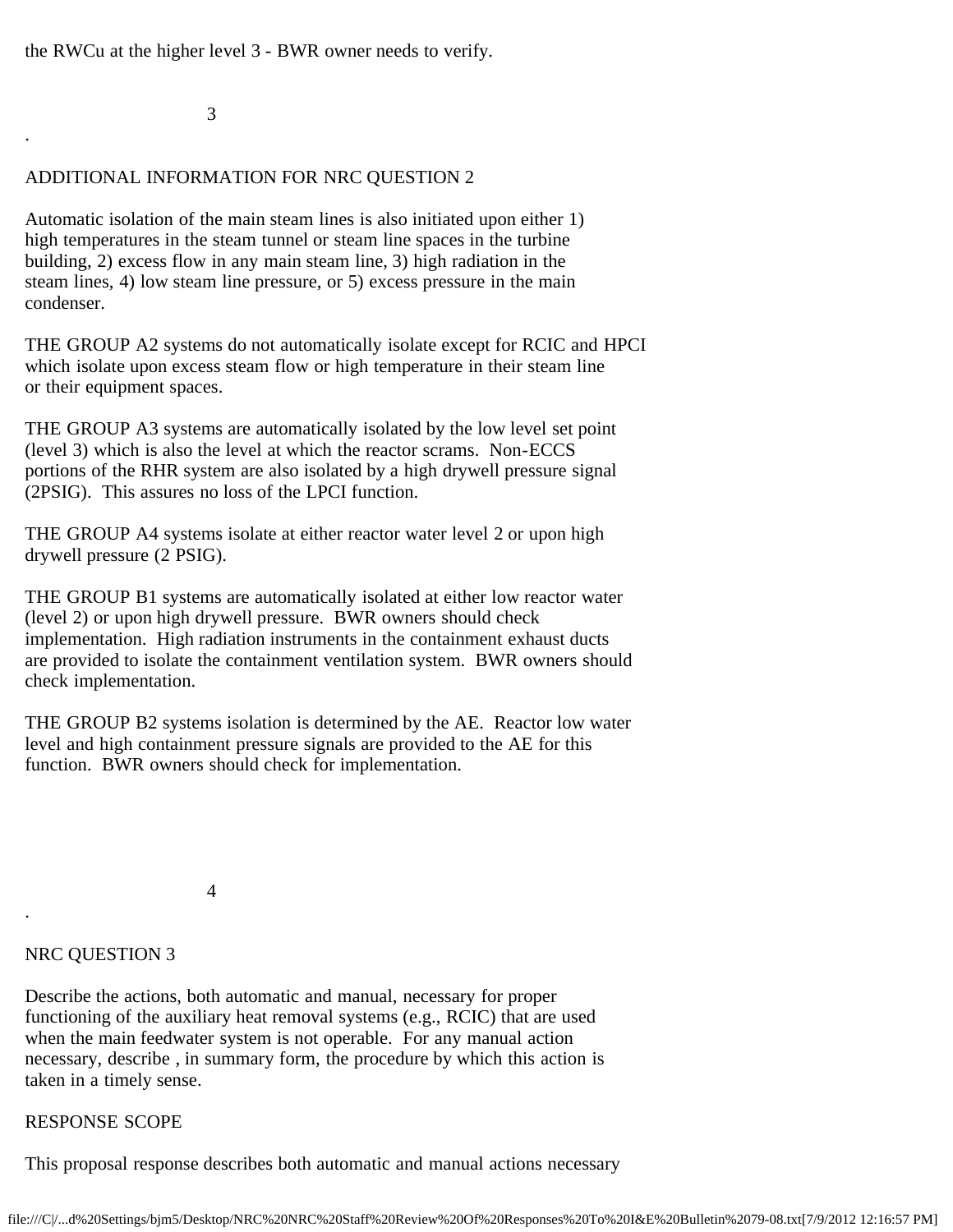the RWCu at the higher level 3 - BWR owner needs to verify.

ADDITIONAL INFORMATION FOR NRC QUESTION 2

Automatic isolation of the main steam lines is also initiated upon either 1) high temperatures in the steam tunnel or steam line spaces in the turbine building, 2) excess flow in any main steam line, 3) high radiation in the steam lines, 4) low steam line pressure, or 5) excess pressure in the main condenser.

THE GROUP A2 systems do not automatically isolate except for RCIC and HPCI which isolate upon excess steam flow or high temperature in their steam line or their equipment spaces.

THE GROUP A3 systems are automatically isolated by the low level set point (level 3) which is also the level at which the reactor scrams. Non-ECCS portions of the RHR system are also isolated by a high drywell pressure signal (2PSIG). This assures no loss of the LPCI function.

THE GROUP A4 systems isolate at either reactor water level 2 or upon high drywell pressure (2 PSIG).

THE GROUP B1 systems are automatically isolated at either low reactor water (level 2) or upon high drywell pressure. BWR owners should check implementation. High radiation instruments in the containment exhaust ducts are provided to isolate the containment ventilation system. BWR owners should check implementation.

THE GROUP B2 systems isolation is determined by the AE. Reactor low water level and high containment pressure signals are provided to the AE for this function. BWR owners should check for implementation.

NRC QUESTION 3

Describe the actions, both automatic and manual, necessary for proper functioning of the auxiliary heat removal systems (e.g., RCIC) that are used when the main feedwater system is not operable. For any manual action necessary, describe , in summary form, the procedure by which this action is taken in a timely sense.

RESPONSE SCOPE

This proposal response describes both automatic and manual actions necessary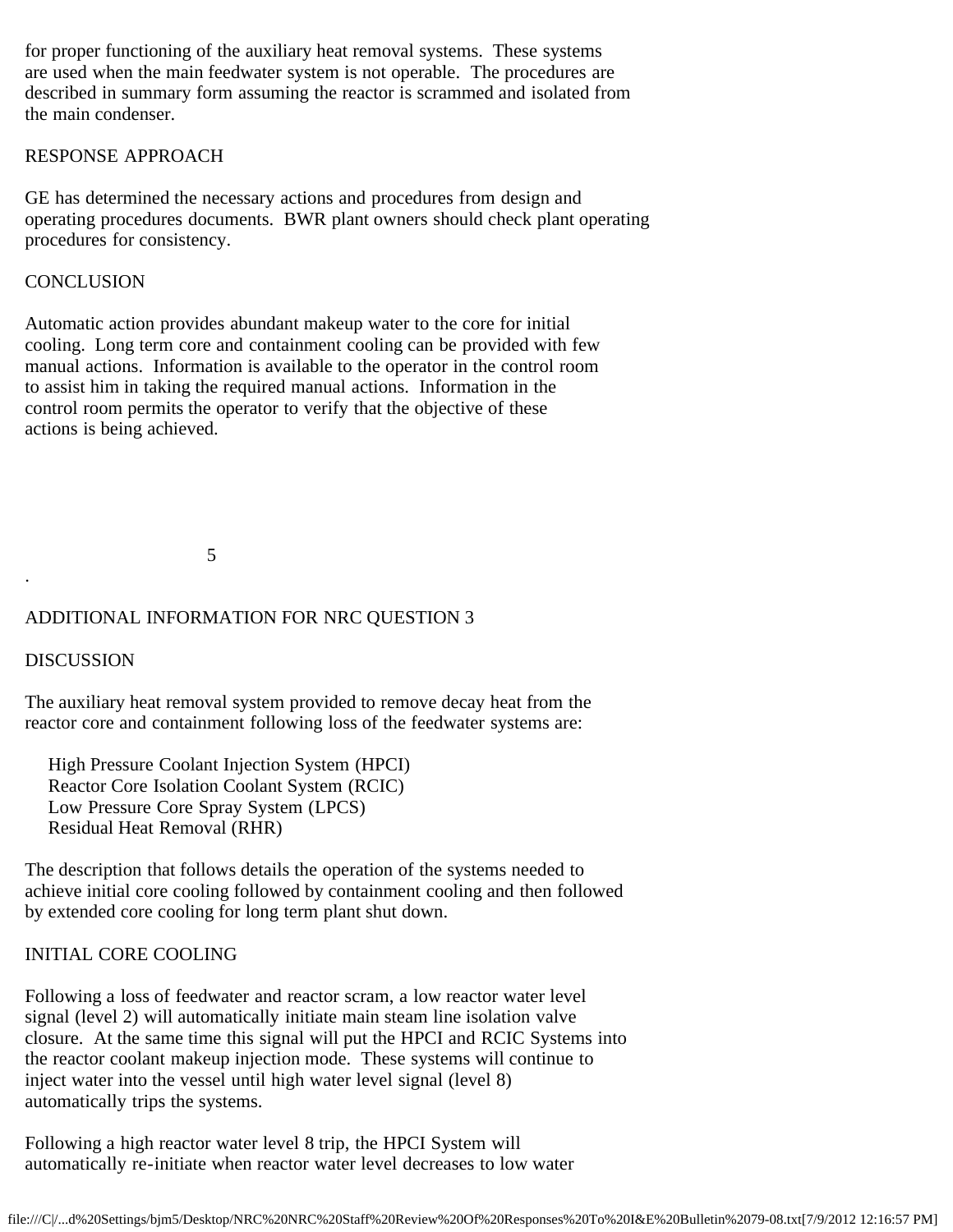for proper functioning of the auxiliary heat removal systems. These systems are used when the main feedwater system is not operable. The procedures are described in summary form assuming the reactor is scrammed and isolated from the main condenser.

RESPONSE APPROACH

GE has determined the necessary actions and procedures from design and operating procedures documents. BWR plant owners should check plant operating procedures for consistency.

CONCLUSION

Automatic action provides abundant makeup water to the core for initial cooling. Long term core and containment cooling can be provided with few manual actions. Information is available to the operator in the control room to assist him in taking the required manual actions. Information in the control room permits the operator to verify that the objective of these actions is being achieved.

ADDITIONAL INFORMATION FOR NRC QUESTION 3

DISCUSSION

The auxiliary heat removal system provided to remove decay heat from the reactor core and containment following loss of the feedwater systems are:

- High Pressure Coolant Injection System (HPCI)
- Reactor Core Isolation Coolant System (RCIC)
- Low Pressure Core Spray System (LPCS)
- Residual Heat Removal (RHR)

The description that follows details the operation of the systems needed to achieve initial core cooling followed by containment cooling and then followed by extended core cooling for long term plant shut down.

INITIAL CORE COOLING

Following a loss of feedwater and reactor scram, a low reactor water level signal (level 2) will automatically initiate main steam line isolation valve closure. At the same time this signal will put the HPCI and RCIC Systems into the reactor coolant makeup injection mode. These systems will continue to inject water into the vessel until high water level signal (level 8) automatically trips the systems.

Following a high reactor water level 8 trip, the HPCI System will automatically re-initiate when reactor water level decreases to low water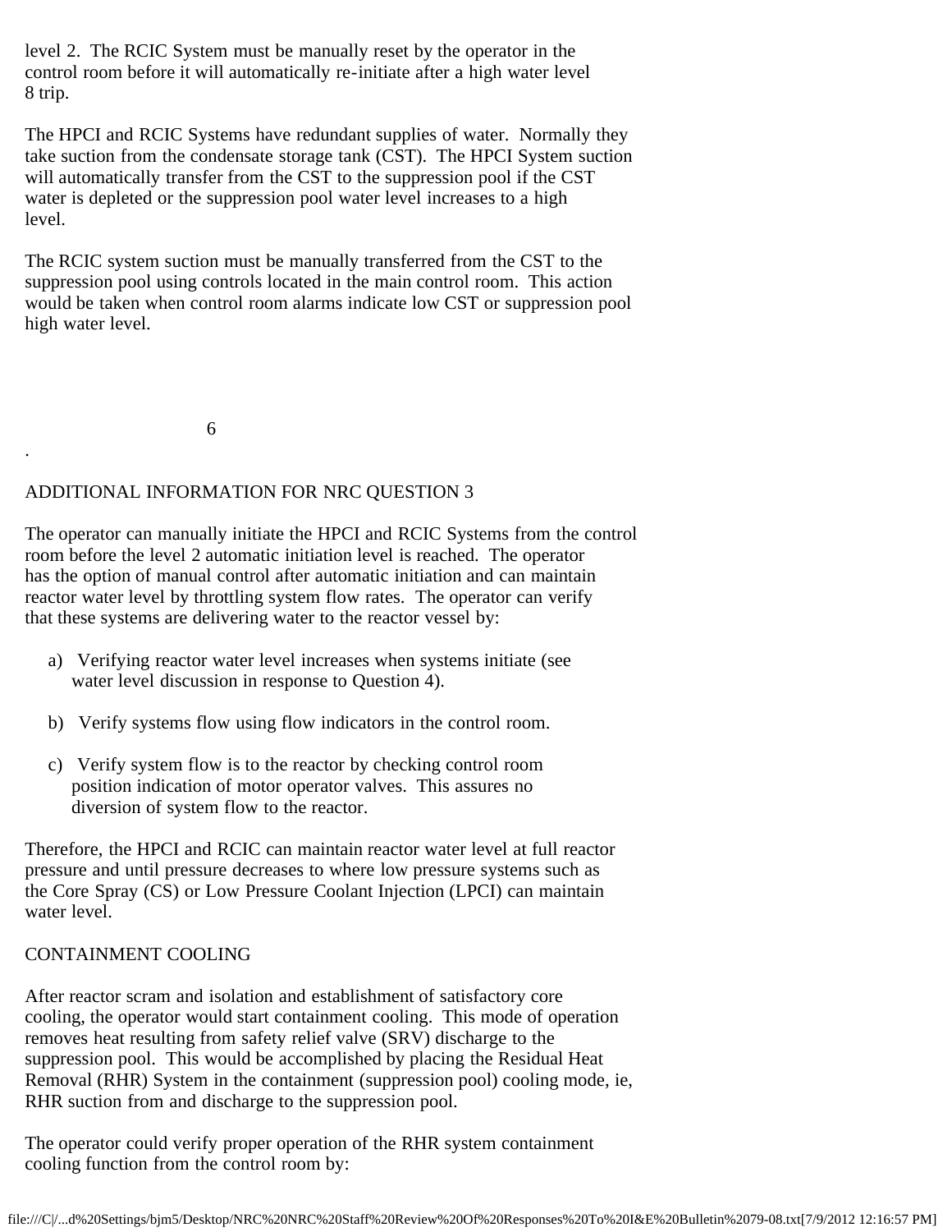level 2. The RCIC System must be manually reset by the operator in the control room before it will automatically re-initiate after a high water level 8 trip.

The HPCI and RCIC Systems have redundant supplies of water. Normally they take suction from the condensate storage tank (CST). The HPCI System suction will automatically transfer from the CST to the suppression pool if the CST water is depleted or the suppression pool water level increases to a high level.

The RCIC system suction must be manually transferred from the CST to the suppression pool using controls located in the main control room. This action would be taken when control room alarms indicate low CST or suppression pool high water level.

ADDITIONAL INFORMATION FOR NRC QUESTION 3

The operator can manually initiate the HPCI and RCIC Systems from the control room before the level 2 automatic initiation level is reached. The operator has the option of manual control after automatic initiation and can maintain reactor water level by throttling system flow rates. The operator can verify that these systems are delivering water to the reactor vessel by:

a) Verifying reactor water level increases when systems initiate (see water level discussion in response to Question 4).

b) Verify systems flow using flow indicators in the control room.

c) Verify system flow is to the reactor by checking control room position indication of motor operator valves. This assures no diversion of system flow to the reactor.

Therefore, the HPCI and RCIC can maintain reactor water level at full reactor pressure and until pressure decreases to where low pressure systems such as the Core Spray (CS) or Low Pressure Coolant Injection (LPCI) can maintain water level.

CONTAINMENT COOLING

After reactor scram and isolation and establishment of satisfactory core cooling, the operator would start containment cooling. This mode of operation removes heat resulting from safety relief valve (SRV) discharge to the suppression pool. This would be accomplished by placing the Residual Heat Removal (RHR) System in the containment (suppression pool) cooling mode, ie, RHR suction from and discharge to the suppression pool.

The operator could verify proper operation of the RHR system containment cooling function from the control room by: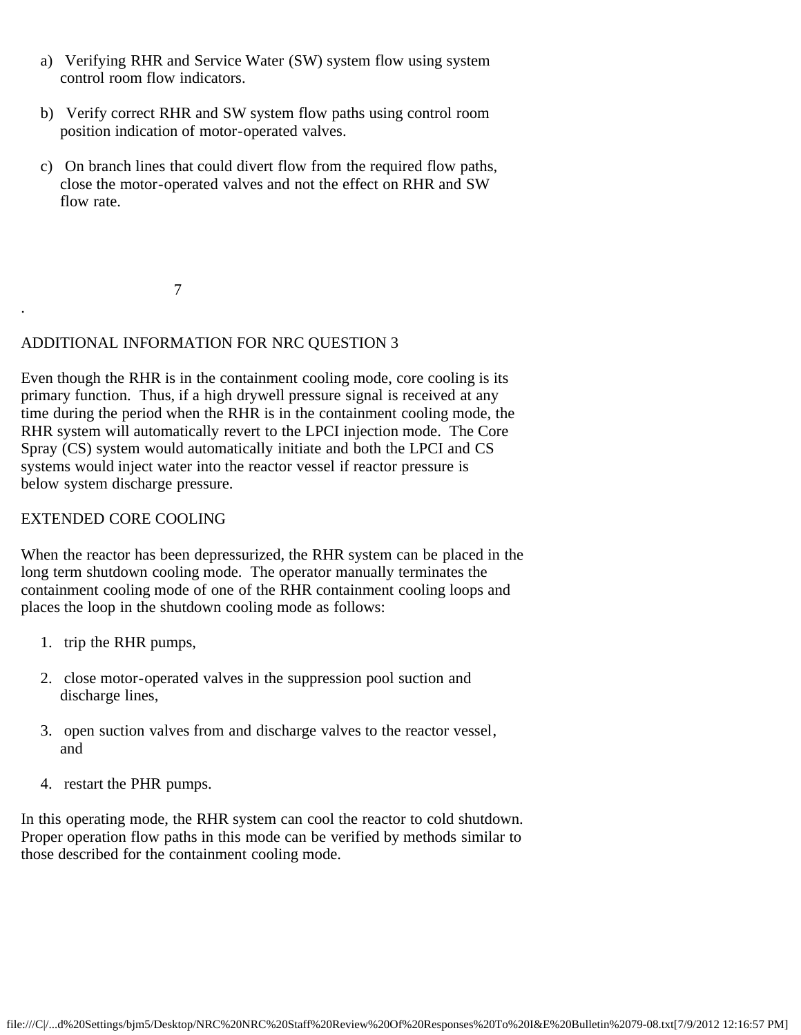a) Verifying RHR and Service Water (SW) system flow using system control room flow indicators.

b) Verify correct RHR and SW system flow paths using control room position indication of motor-operated valves.

c) On branch lines that could divert flow from the required flow paths, close the motor-operated valves and not the effect on RHR and SW flow rate.

ADDITIONAL INFORMATION FOR NRC QUESTION 3

Even though the RHR is in the containment cooling mode, core cooling is its primary function. Thus, if a high drywell pressure signal is received at any time during the period when the RHR is in the containment cooling mode, the RHR system will automatically revert to the LPCI injection mode. The Core Spray (CS) system would automatically initiate and both the LPCI and CS systems would inject water into the reactor vessel if reactor pressure is below system discharge pressure.

EXTENDED CORE COOLING

When the reactor has been depressurized, the RHR system can be placed in the long term shutdown cooling mode. The operator manually terminates the containment cooling mode of one of the RHR containment cooling loops and places the loop in the shutdown cooling mode as follows:

1. trip the RHR pumps,

2. close motor-operated valves in the suppression pool suction and discharge lines,

3. open suction valves from and discharge valves to the reactor vessel, and

4. restart the PHR pumps.

In this operating mode, the RHR system can cool the reactor to cold shutdown. Proper operation flow paths in this mode can be verified by methods similar to those described for the containment cooling mode.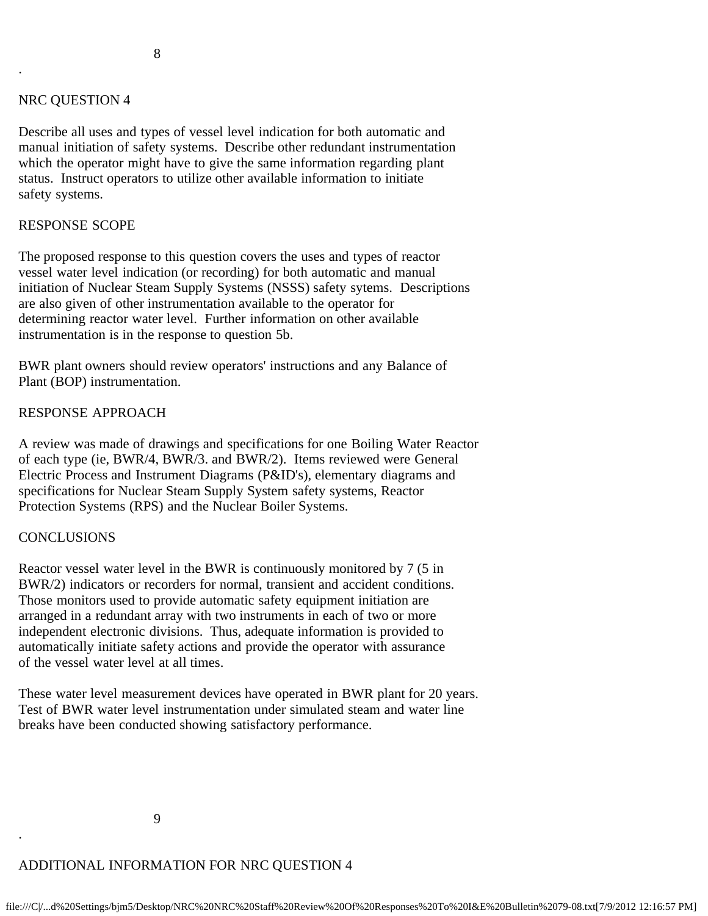## NRC QUESTION 4

Describe all uses and types of vessel level indication for both automatic and manual initiation of safety systems. Describe other redundant instrumentation which the operator might have to give the same information regarding plant status. Instruct operators to utilize other available information to initiate safety systems.

## RESPONSE SCOPE

The proposed response to this question covers the uses and types of reactor vessel water level indication (or recording) for both automatic and manual initiation of Nuclear Steam Supply Systems (NSSS) safety sytems. Descriptions are also given of other instrumentation available to the operator for determining reactor water level. Further information on other available instrumentation is in the response to question 5b.

BWR plant owners should review operators' instructions and any Balance of Plant (BOP) instrumentation.

## RESPONSE APPROACH

A review was made of drawings and specifications for one Boiling Water Reactor of each type (ie, BWR/4, BWR/3. and BWR/2). Items reviewed were General Electric Process and Instrument Diagrams (P&ID's), elementary diagrams and specifications for Nuclear Steam Supply System safety systems, Reactor Protection Systems (RPS) and the Nuclear Boiler Systems.

## CONCLUSIONS

Reactor vessel water level in the BWR is continuously monitored by 7 (5 in BWR/2) indicators or recorders for normal, transient and accident conditions. Those monitors used to provide automatic safety equipment initiation are arranged in a redundant array with two instruments in each of two or more independent electronic divisions. Thus, adequate information is provided to automatically initiate safety actions and provide the operator with assurance of the vessel water level at all times.

These water level measurement devices have operated in BWR plant for 20 years. Test of BWR water level instrumentation under simulated steam and water line breaks have been conducted showing satisfactory performance.

## ADDITIONAL INFORMATION FOR NRC QUESTION 4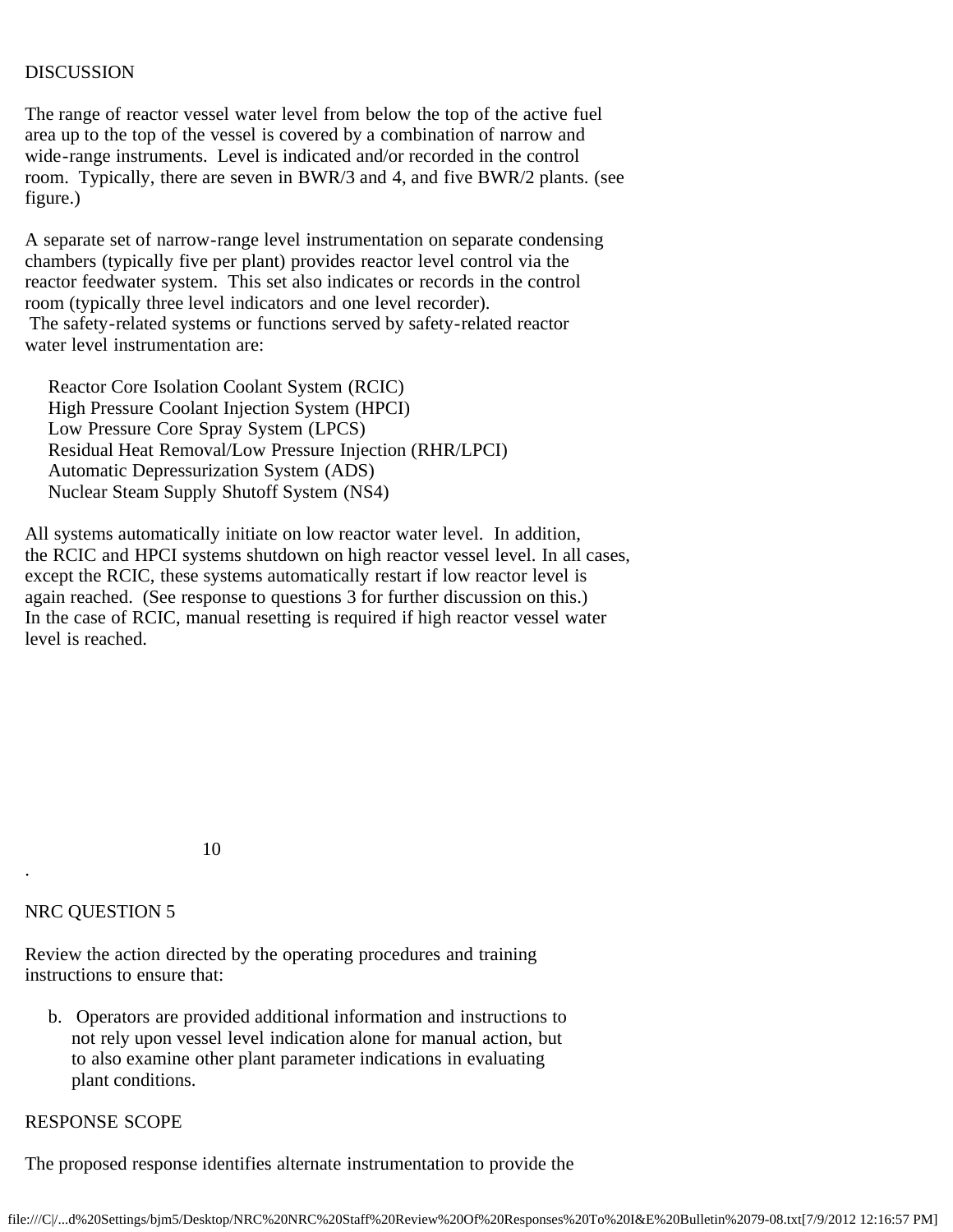DISCUSSION

The range of reactor vessel water level from below the top of the active fuel area up to the top of the vessel is covered by a combination of narrow and wide-range instruments. Level is indicated and/or recorded in the control room. Typically, there are seven in BWR/3 and 4, and five BWR/2 plants. (see figure.)

A separate set of narrow-range level instrumentation on separate condensing chambers (typically five per plant) provides reactor level control via the reactor feedwater system. This set also indicates or records in the control room (typically three level indicators and one level recorder).
The safety-related systems or functions served by safety-related reactor water level instrumentation are:

- Reactor Core Isolation Coolant System (RCIC)
- High Pressure Coolant Injection System (HPCI)
- Low Pressure Core Spray System (LPCS)
- Residual Heat Removal/Low Pressure Injection (RHR/LPCI)
- Automatic Depressurization System (ADS)
- Nuclear Steam Supply Shutoff System (NS4)

All systems automatically initiate on low reactor water level. In addition, the RCIC and HPCI systems shutdown on high reactor vessel level. In all cases, except the RCIC, these systems automatically restart if low reactor level is again reached. (See response to questions 3 for further discussion on this.) In the case of RCIC, manual resetting is required if high reactor vessel water level is reached.

NRC QUESTION 5

Review the action directed by the operating procedures and training instructions to ensure that:

b. Operators are provided additional information and instructions to not rely upon vessel level indication alone for manual action, but to also examine other plant parameter indications in evaluating plant conditions.

RESPONSE SCOPE

The proposed response identifies alternate instrumentation to provide the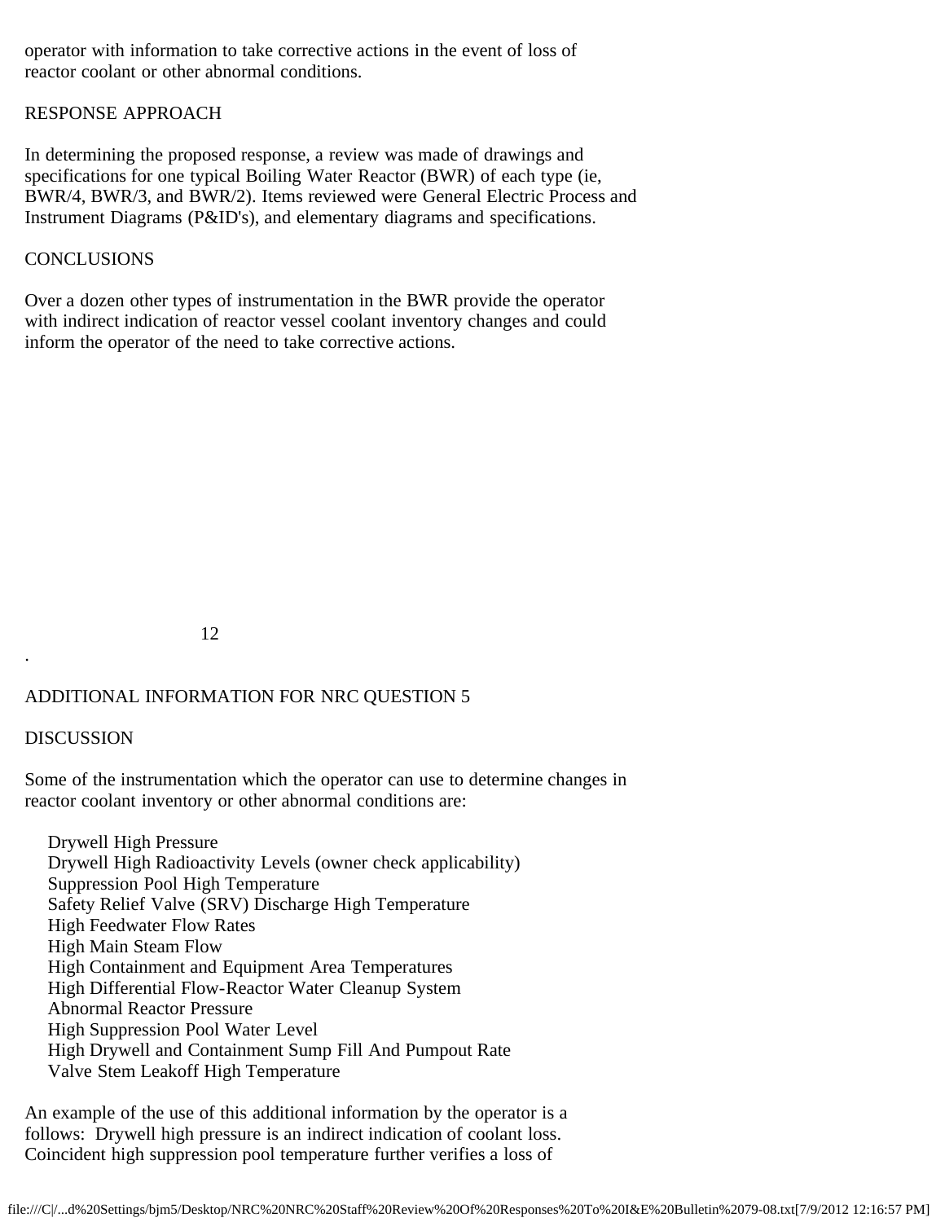operator with information to take corrective actions in the event of loss of reactor coolant or other abnormal conditions.

RESPONSE APPROACH

In determining the proposed response, a review was made of drawings and specifications for one typical Boiling Water Reactor (BWR) of each type (ie, BWR/4, BWR/3, and BWR/2). Items reviewed were General Electric Process and Instrument Diagrams (P&ID's), and elementary diagrams and specifications.

CONCLUSIONS

Over a dozen other types of instrumentation in the BWR provide the operator with indirect indication of reactor vessel coolant inventory changes and could inform the operator of the need to take corrective actions.

ADDITIONAL INFORMATION FOR NRC QUESTION 5

DISCUSSION

Some of the instrumentation which the operator can use to determine changes in reactor coolant inventory or other abnormal conditions are:

- Drywell High Pressure
- Drywell High Radioactivity Levels (owner check applicability)
- Suppression Pool High Temperature
- Safety Relief Valve (SRV) Discharge High Temperature
- High Feedwater Flow Rates
- High Main Steam Flow
- High Containment and Equipment Area Temperatures
- High Differential Flow-Reactor Water Cleanup System
- Abnormal Reactor Pressure
- High Suppression Pool Water Level
- High Drywell and Containment Sump Fill And Pumpout Rate
- Valve Stem Leakoff High Temperature

An example of the use of this additional information by the operator is a follows: Drywell high pressure is an indirect indication of coolant loss. Coincident high suppression pool temperature further verifies a loss of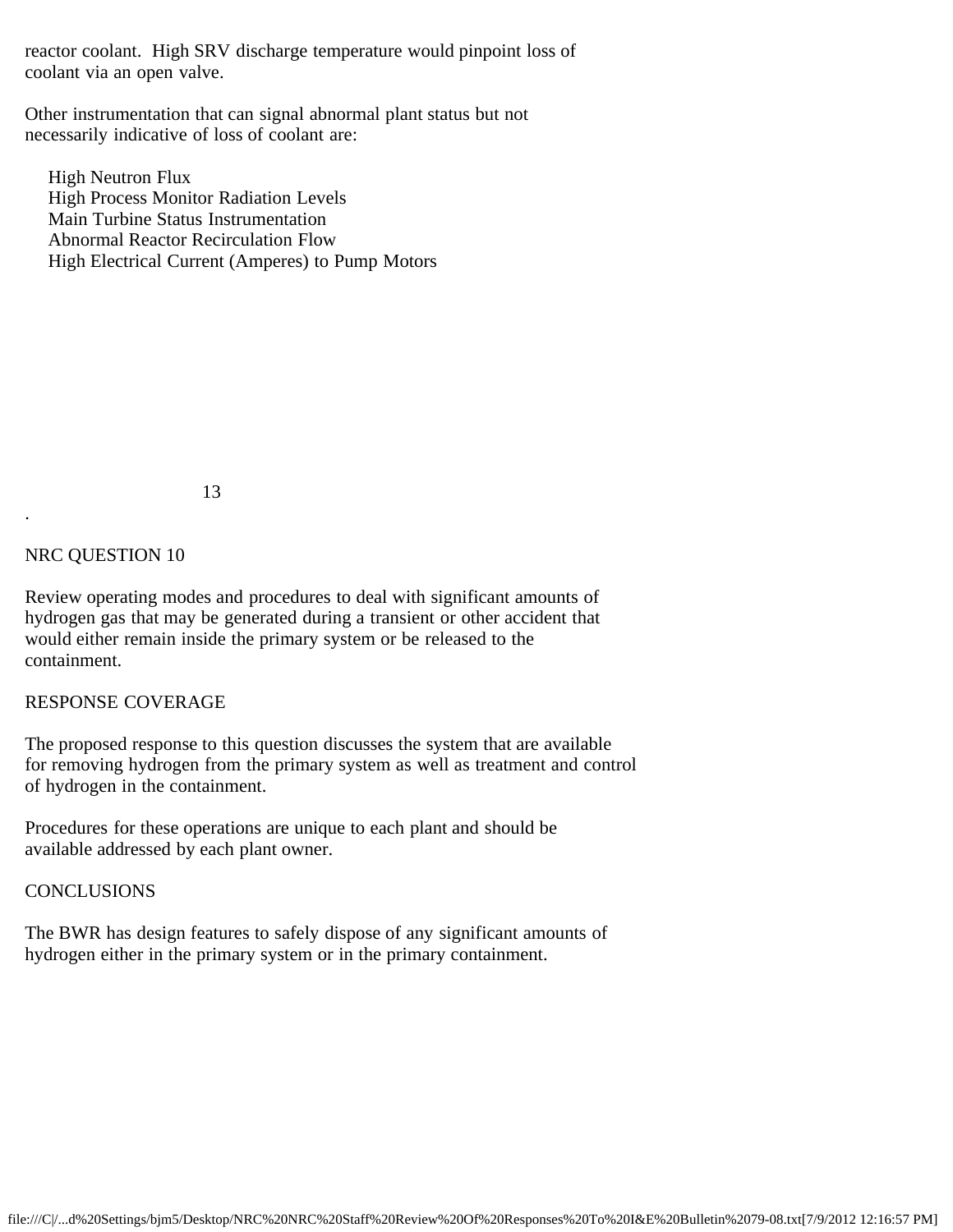reactor coolant. High SRV discharge temperature would pinpoint loss of coolant via an open valve.

Other instrumentation that can signal abnormal plant status but not necessarily indicative of loss of coolant are:

- High Neutron Flux
- High Process Monitor Radiation Levels
- Main Turbine Status Instrumentation
- Abnormal Reactor Recirculation Flow
- High Electrical Current (Amperes) to Pump Motors

NRC QUESTION 10

Review operating modes and procedures to deal with significant amounts of hydrogen gas that may be generated during a transient or other accident that would either remain inside the primary system or be released to the containment.

RESPONSE COVERAGE

The proposed response to this question discusses the system that are available for removing hydrogen from the primary system as well as treatment and control of hydrogen in the containment.

Procedures for these operations are unique to each plant and should be available addressed by each plant owner.

CONCLUSIONS

The BWR has design features to safely dispose of any significant amounts of hydrogen either in the primary system or in the primary containment.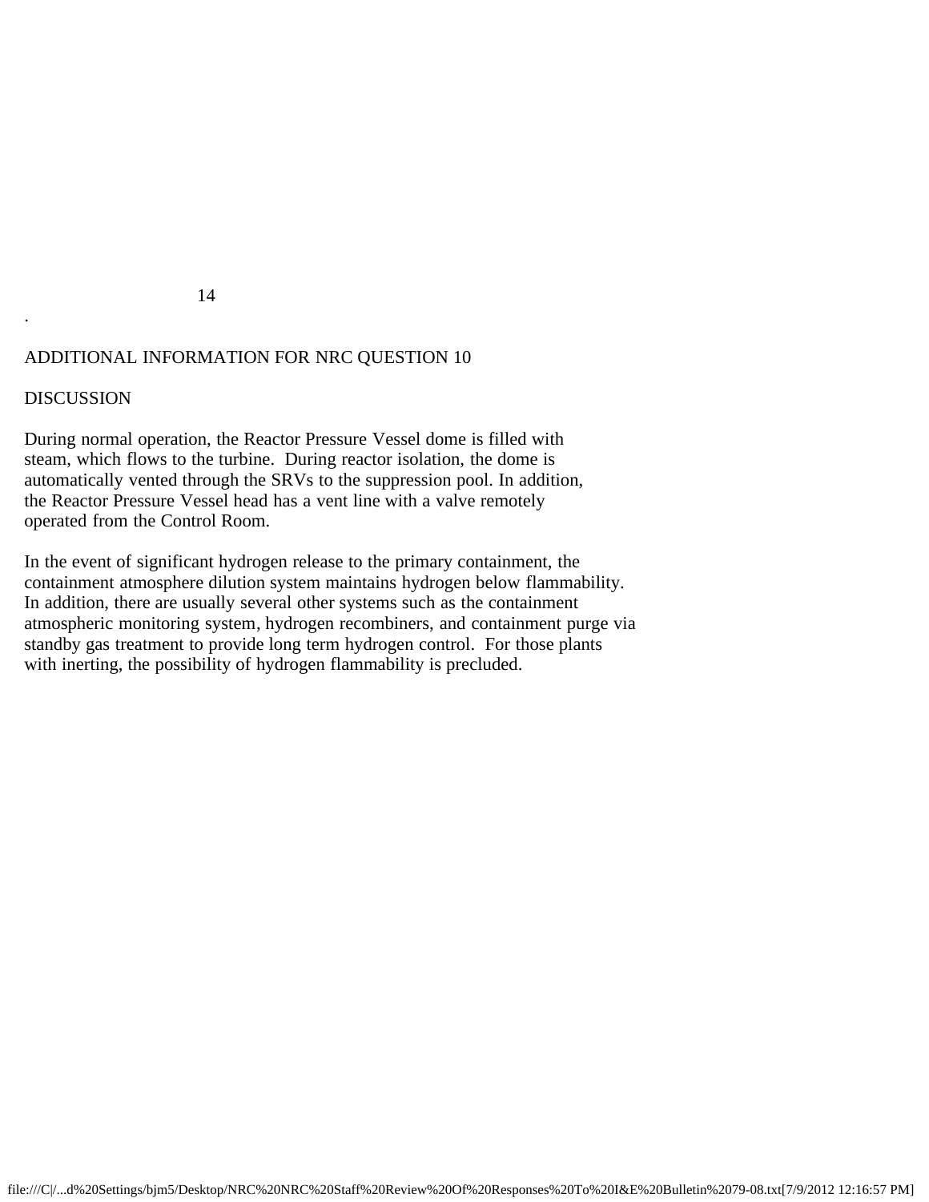## ADDITIONAL INFORMATION FOR NRC QUESTION 10

### DISCUSSION

During normal operation, the Reactor Pressure Vessel dome is filled with steam, which flows to the turbine. During reactor isolation, the dome is automatically vented through the SRVs to the suppression pool. In addition, the Reactor Pressure Vessel head has a vent line with a valve remotely operated from the Control Room.

In the event of significant hydrogen release to the primary containment, the containment atmosphere dilution system maintains hydrogen below flammability. In addition, there are usually several other systems such as the containment atmospheric monitoring system, hydrogen recombiners, and containment purge via standby gas treatment to provide long term hydrogen control. For those plants with inerting, the possibility of hydrogen flammability is precluded.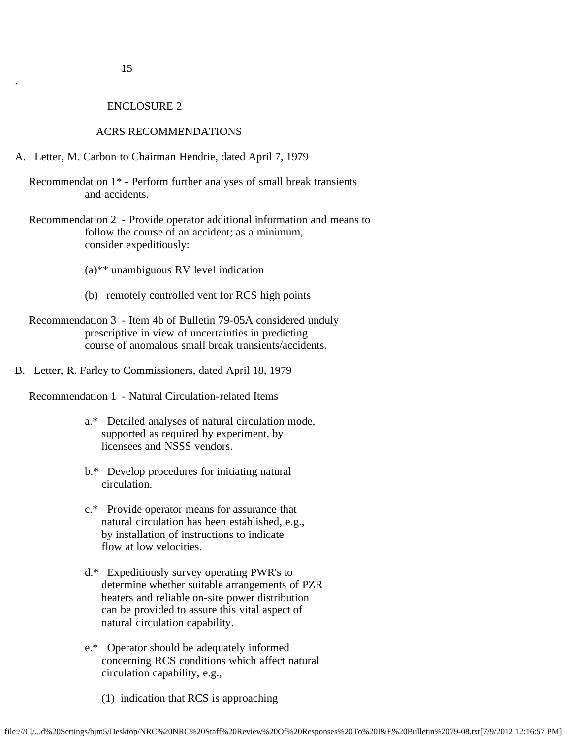## ENCLOSURE 2

## ACRS RECOMMENDATIONS

A. Letter, M. Carbon to Chairman Hendrie, dated April 7, 1979

Recommendation 1* - Perform further analyses of small break transients and accidents.

Recommendation 2 - Provide operator additional information and means to follow the course of an accident; as a minimum, consider expeditiously:

(a)** unambiguous RV level indication

(b) remotely controlled vent for RCS high points

Recommendation 3 - Item 4b of Bulletin 79-05A considered unduly prescriptive in view of uncertainties in predicting course of anomalous small break transients/accidents.

B. Letter, R. Farley to Commissioners, dated April 18, 1979

Recommendation 1 - Natural Circulation-related Items

a.* Detailed analyses of natural circulation mode, supported as required by experiment, by licensees and NSSS vendors.

b.* Develop procedures for initiating natural circulation.

c.* Provide operator means for assurance that natural circulation has been established, e.g., by installation of instructions to indicate flow at low velocities.

d.* Expeditiously survey operating PWR's to determine whether suitable arrangements of PZR heaters and reliable on-site power distribution can be provided to assure this vital aspect of natural circulation capability.

e.* Operator should be adequately informed concerning RCS conditions which affect natural circulation capability, e.g.,

(1) indication that RCS is approaching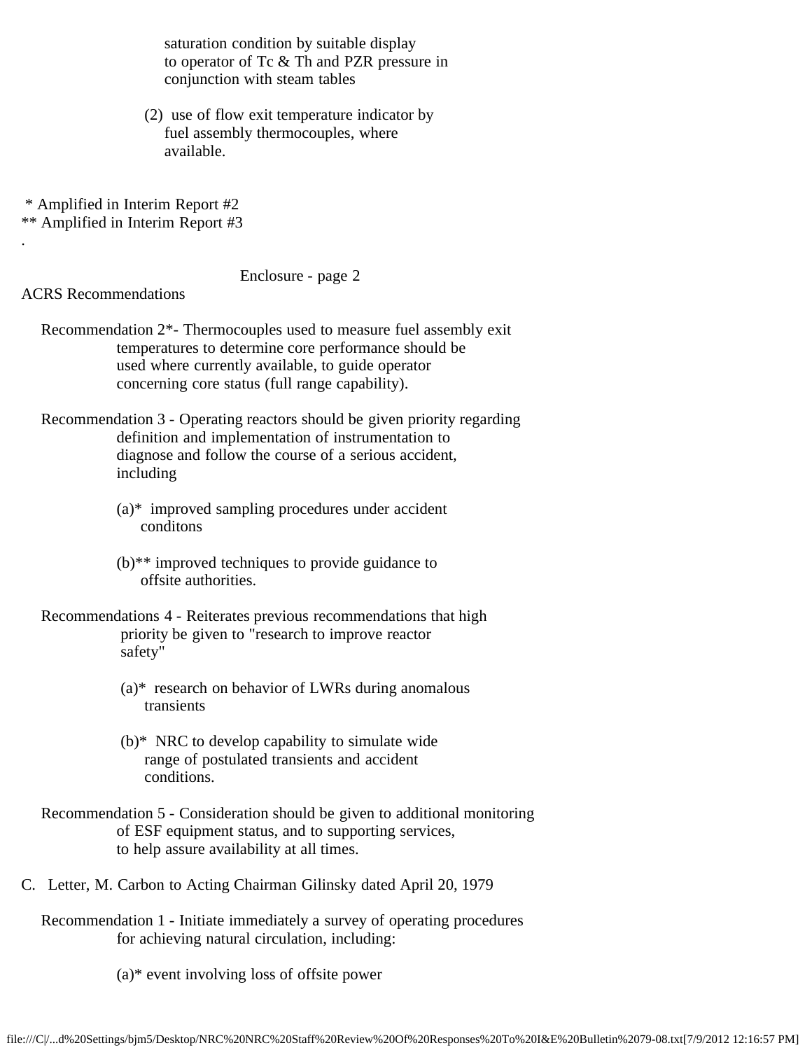saturation condition by suitable display to operator of Tc & Th and PZR pressure in conjunction with steam tables

(2) use of flow exit temperature indicator by fuel assembly thermocouples, where available.

\* Amplified in Interim Report #2
\*\* Amplified in Interim Report #3

.

Enclosure - page 2

ACRS Recommendations

Recommendation 2*- Thermocouples used to measure fuel assembly exit temperatures to determine core performance should be used where currently available, to guide operator concerning core status (full range capability).

Recommendation 3 - Operating reactors should be given priority regarding definition and implementation of instrumentation to diagnose and follow the course of a serious accident, including

(a)* improved sampling procedures under accident conditons

(b)** improved techniques to provide guidance to offsite authorities.

Recommendations 4 - Reiterates previous recommendations that high priority be given to "research to improve reactor safety"

(a)* research on behavior of LWRs during anomalous transients

(b)* NRC to develop capability to simulate wide range of postulated transients and accident conditions.

Recommendation 5 - Consideration should be given to additional monitoring of ESF equipment status, and to supporting services, to help assure availability at all times.

C. Letter, M. Carbon to Acting Chairman Gilinsky dated April 20, 1979

Recommendation 1 - Initiate immediately a survey of operating procedures for achieving natural circulation, including:

(a)* event involving loss of offsite power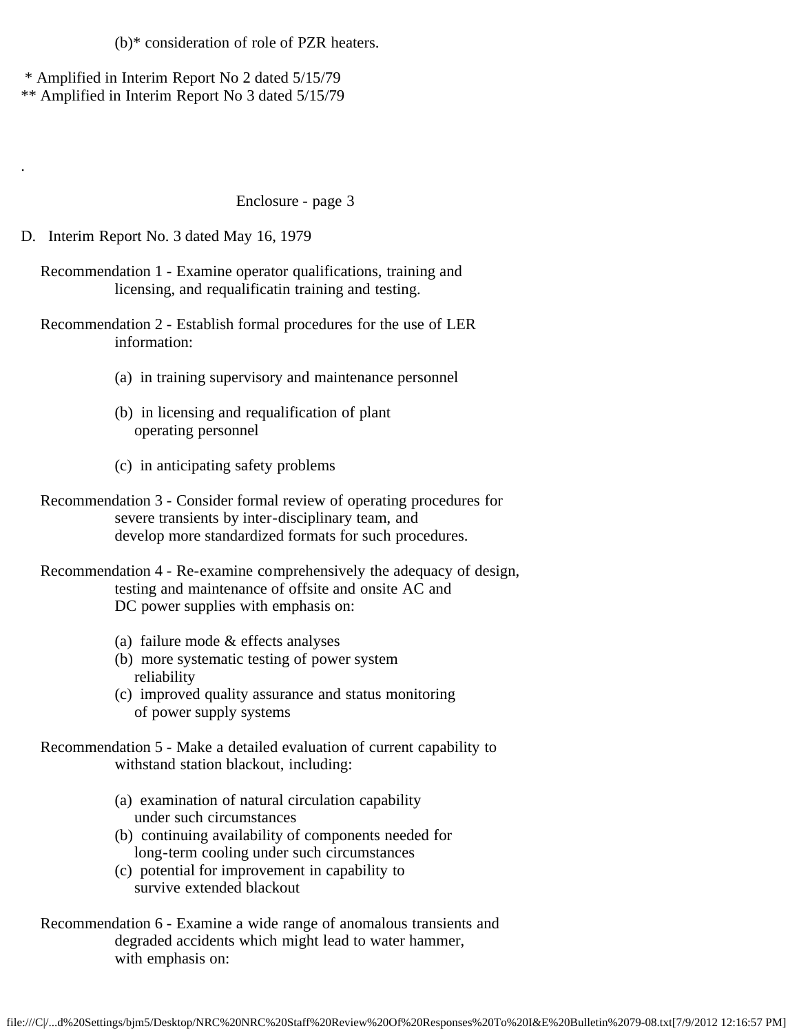(b)* consideration of role of PZR heaters.

\* Amplified in Interim Report No 2 dated 5/15/79
\*\* Amplified in Interim Report No 3 dated 5/15/79

.

Enclosure - page 3

D. Interim Report No. 3 dated May 16, 1979

Recommendation 1 - Examine operator qualifications, training and licensing, and requalificatin training and testing.

Recommendation 2 - Establish formal procedures for the use of LER information:

(a) in training supervisory and maintenance personnel

(b) in licensing and requalification of plant operating personnel

(c) in anticipating safety problems

Recommendation 3 - Consider formal review of operating procedures for severe transients by inter-disciplinary team, and develop more standardized formats for such procedures.

Recommendation 4 - Re-examine comprehensively the adequacy of design, testing and maintenance of offsite and onsite AC and DC power supplies with emphasis on:

(a) failure mode & effects analyses
(b) more systematic testing of power system reliability
(c) improved quality assurance and status monitoring of power supply systems

Recommendation 5 - Make a detailed evaluation of current capability to withstand station blackout, including:

(a) examination of natural circulation capability under such circumstances
(b) continuing availability of components needed for long-term cooling under such circumstances
(c) potential for improvement in capability to survive extended blackout

Recommendation 6 - Examine a wide range of anomalous transients and degraded accidents which might lead to water hammer, with emphasis on: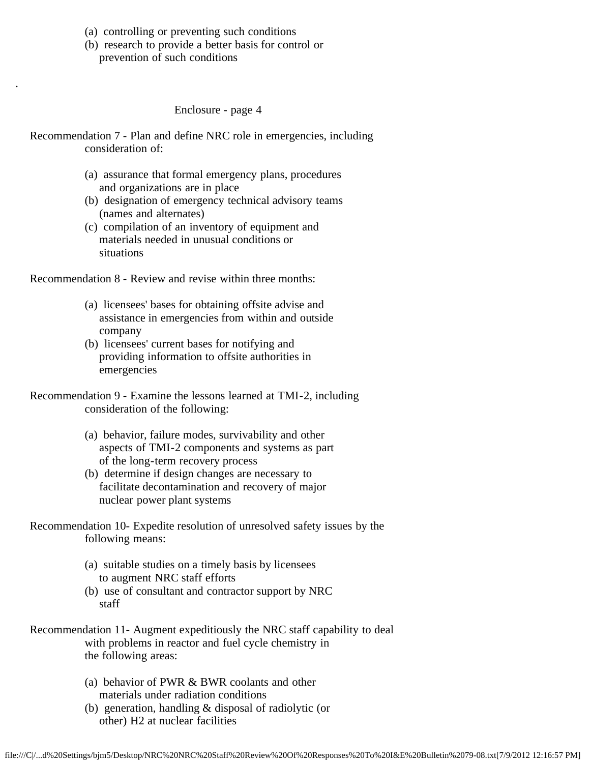(a) controlling or preventing such conditions
(b) research to provide a better basis for control or prevention of such conditions

.

Enclosure - page 4

Recommendation 7 - Plan and define NRC role in emergencies, including consideration of:

(a) assurance that formal emergency plans, procedures and organizations are in place
(b) designation of emergency technical advisory teams (names and alternates)
(c) compilation of an inventory of equipment and materials needed in unusual conditions or situations

Recommendation 8 - Review and revise within three months:

(a) licensees' bases for obtaining offsite advise and assistance in emergencies from within and outside company
(b) licensees' current bases for notifying and providing information to offsite authorities in emergencies

Recommendation 9 - Examine the lessons learned at TMI-2, including consideration of the following:

(a) behavior, failure modes, survivability and other aspects of TMI-2 components and systems as part of the long-term recovery process
(b) determine if design changes are necessary to facilitate decontamination and recovery of major nuclear power plant systems

Recommendation 10- Expedite resolution of unresolved safety issues by the following means:

(a) suitable studies on a timely basis by licensees to augment NRC staff efforts
(b) use of consultant and contractor support by NRC staff

Recommendation 11- Augment expeditiously the NRC staff capability to deal with problems in reactor and fuel cycle chemistry in the following areas:

(a) behavior of PWR & BWR coolants and other materials under radiation conditions
(b) generation, handling & disposal of radiolytic (or other) $H_2$ at nuclear facilities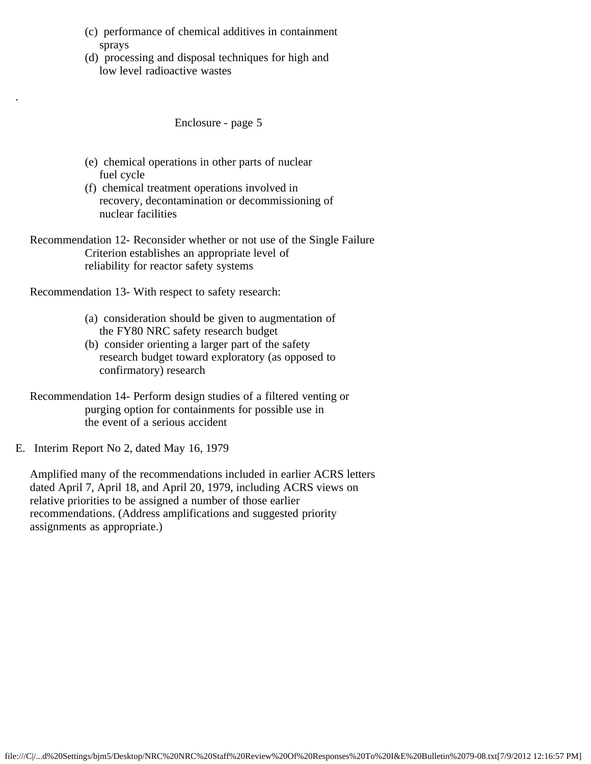(c) performance of chemical additives in containment sprays

(d) processing and disposal techniques for high and low level radioactive wastes

.

Enclosure - page 5

(e) chemical operations in other parts of nuclear fuel cycle

(f) chemical treatment operations involved in recovery, decontamination or decommissioning of nuclear facilities

Recommendation 12- Reconsider whether or not use of the Single Failure Criterion establishes an appropriate level of reliability for reactor safety systems

Recommendation 13- With respect to safety research:

(a) consideration should be given to augmentation of the FY80 NRC safety research budget

(b) consider orienting a larger part of the safety research budget toward exploratory (as opposed to confirmatory) research

Recommendation 14- Perform design studies of a filtered venting or purging option for containments for possible use in the event of a serious accident

E. Interim Report No 2, dated May 16, 1979

Amplified many of the recommendations included in earlier ACRS letters dated April 7, April 18, and April 20, 1979, including ACRS views on relative priorities to be assigned a number of those earlier recommendations. (Address amplifications and suggested priority assignments as appropriate.)